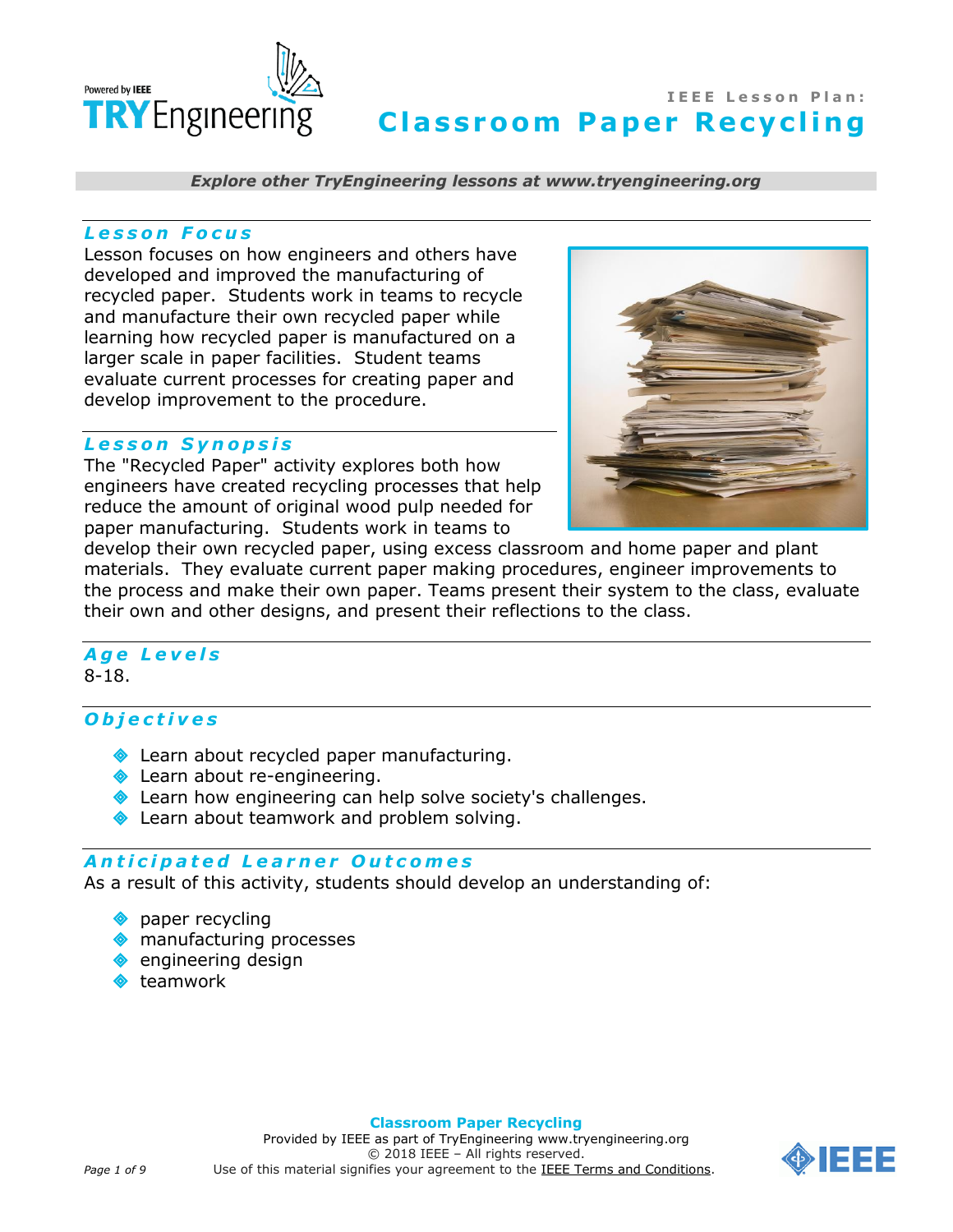# IEEE Lesson Plan: Classroom Paper Recycling

*Explore other TryEngineering lessons at www.tryengineering.org*

## Lesson Focus

Lesson focuses on how engineers and others have developed and improved the manufacturing of recycled paper. Students work in teams to recycle and manufacture their own recycled paper while learning how recycled paper is manufactured on a larger scale in paper facilities. Student teams evaluate current processes for creating paper and develop improvement to the procedure.

## Lesson Synopsis

The "Recycled Paper" activity explores both how engineers have created recycling processes that help reduce the amount of original wood pulp needed for paper manufacturing. Students work in teams to develop their own recycled paper, using excess classroom and home paper and plant materials. They evaluate current paper making procedures, engineer improvements to the process and make their own paper. Teams present their system to the class, evaluate their own and other designs, and present their reflections to the class.

## Age Levels

8-18.

## Objectives

- Learn about recycled paper manufacturing.
- Learn about re-engineering.
- Learn how engineering can help solve society's challenges.
- Learn about teamwork and problem solving.

## Anticipated Learner Outcomes

As a result of this activity, students should develop an understanding of:

- paper recycling
- manufacturing processes
- engineering design
- teamwork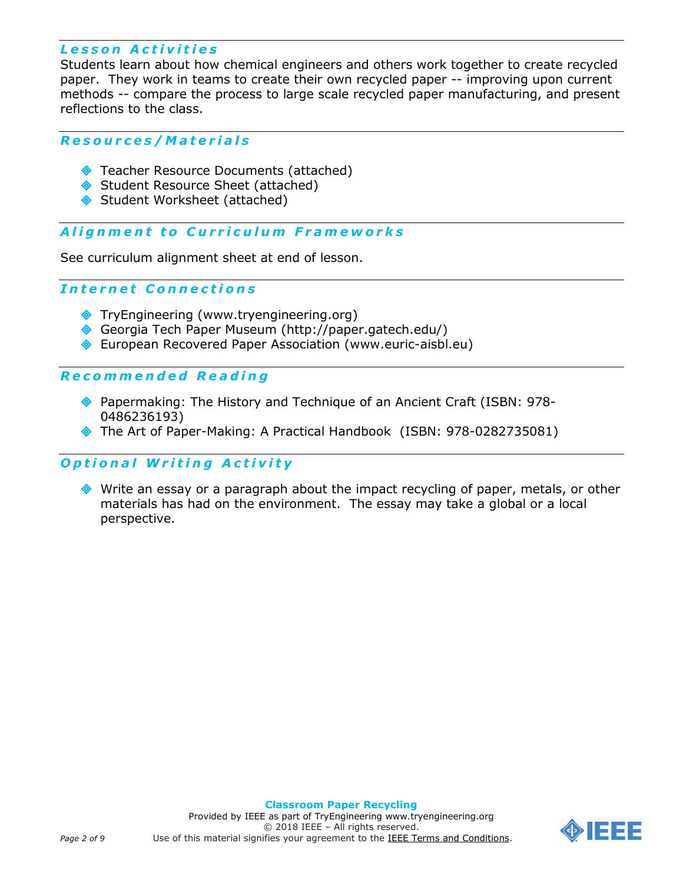## Lesson Activities

Students learn about how chemical engineers and others work together to create recycled paper. They work in teams to create their own recycled paper -- improving upon current methods -- compare the process to large scale recycled paper manufacturing, and present reflections to the class.

## Resources/Materials

- Teacher Resource Documents (attached)
- Student Resource Sheet (attached)
- Student Worksheet (attached)

## Alignment to Curriculum Frameworks

See curriculum alignment sheet at end of lesson.

## Internet Connections

- TryEngineering (www.tryengineering.org)
- Georgia Tech Paper Museum (http://paper.gatech.edu/)
- European Recovered Paper Association (www.euric-aisbl.eu)

## Recommended Reading

- Papermaking: The History and Technique of an Ancient Craft (ISBN: 978-0486236193)
- The Art of Paper-Making: A Practical Handbook (ISBN: 978-0282735081)

## Optional Writing Activity

- Write an essay or a paragraph about the impact recycling of paper, metals, or other materials has had on the environment. The essay may take a global or a local perspective.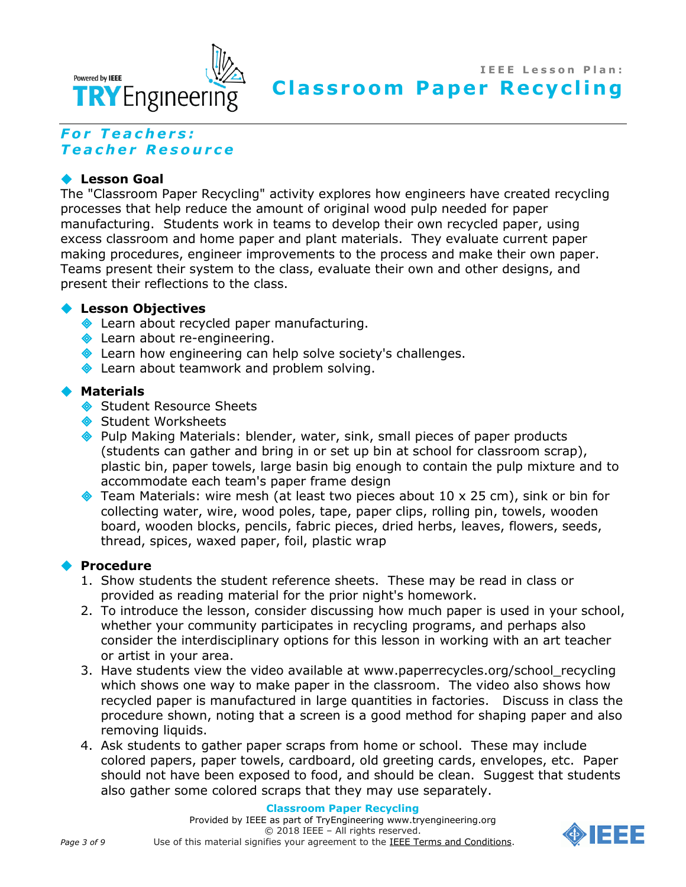# IEEE Lesson Plan: Classroom Paper Recycling

## *For Teachers: Teacher Resource*

### Lesson Goal

The "Classroom Paper Recycling" activity explores how engineers have created recycling processes that help reduce the amount of original wood pulp needed for paper manufacturing. Students work in teams to develop their own recycled paper, using excess classroom and home paper and plant materials. They evaluate current paper making procedures, engineer improvements to the process and make their own paper. Teams present their system to the class, evaluate their own and other designs, and present their reflections to the class.

### Lesson Objectives

- Learn about recycled paper manufacturing.
- Learn about re-engineering.
- Learn how engineering can help solve society's challenges.
- Learn about teamwork and problem solving.

### Materials

- Student Resource Sheets
- Student Worksheets
- Pulp Making Materials: blender, water, sink, small pieces of paper products (students can gather and bring in or set up bin at school for classroom scrap), plastic bin, paper towels, large basin big enough to contain the pulp mixture and to accommodate each team's paper frame design
- Team Materials: wire mesh (at least two pieces about 10 x 25 cm), sink or bin for collecting water, wire, wood poles, tape, paper clips, rolling pin, towels, wooden board, wooden blocks, pencils, fabric pieces, dried herbs, leaves, flowers, seeds, thread, spices, waxed paper, foil, plastic wrap

### Procedure

1. Show students the student reference sheets. These may be read in class or provided as reading material for the prior night's homework.
2. To introduce the lesson, consider discussing how much paper is used in your school, whether your community participates in recycling programs, and perhaps also consider the interdisciplinary options for this lesson in working with an art teacher or artist in your area.
3. Have students view the video available at www.paperrecycles.org/school_recycling which shows one way to make paper in the classroom. The video also shows how recycled paper is manufactured in large quantities in factories. Discuss in class the procedure shown, noting that a screen is a good method for shaping paper and also removing liquids.
4. Ask students to gather paper scraps from home or school. These may include colored papers, paper towels, cardboard, old greeting cards, envelopes, etc. Paper should not have been exposed to food, and should be clean. Suggest that students also gather some colored scraps that they may use separately.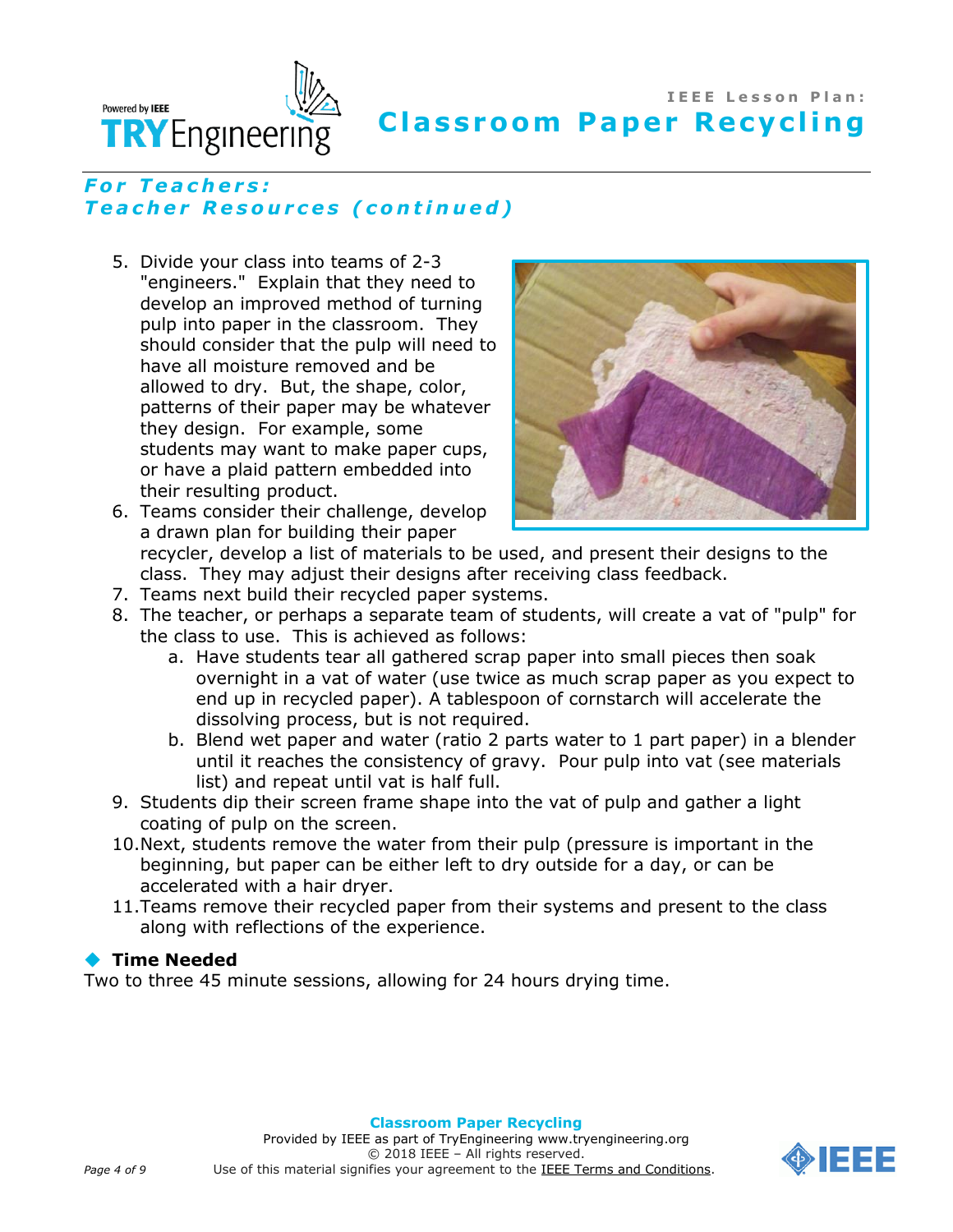## For Teachers:
## Teacher Resources (continued)

5. Divide your class into teams of 2-3 "engineers." Explain that they need to develop an improved method of turning pulp into paper in the classroom. They should consider that the pulp will need to have all moisture removed and be allowed to dry. But, the shape, color, patterns of their paper may be whatever they design. For example, some students may want to make paper cups, or have a plaid pattern embedded into their resulting product.
6. Teams consider their challenge, develop a drawn plan for building their paper recycler, develop a list of materials to be used, and present their designs to the class. They may adjust their designs after receiving class feedback.
7. Teams next build their recycled paper systems.
8. The teacher, or perhaps a separate team of students, will create a vat of "pulp" for the class to use. This is achieved as follows:
   a. Have students tear all gathered scrap paper into small pieces then soak overnight in a vat of water (use twice as much scrap paper as you expect to end up in recycled paper). A tablespoon of cornstarch will accelerate the dissolving process, but is not required.
   b. Blend wet paper and water (ratio 2 parts water to 1 part paper) in a blender until it reaches the consistency of gravy. Pour pulp into vat (see materials list) and repeat until vat is half full.
9. Students dip their screen frame shape into the vat of pulp and gather a light coating of pulp on the screen.
10. Next, students remove the water from their pulp (pressure is important in the beginning, but paper can be either left to dry outside for a day, or can be accelerated with a hair dryer.
11. Teams remove their recycled paper from their systems and present to the class along with reflections of the experience.

### Time Needed

Two to three 45 minute sessions, allowing for 24 hours drying time.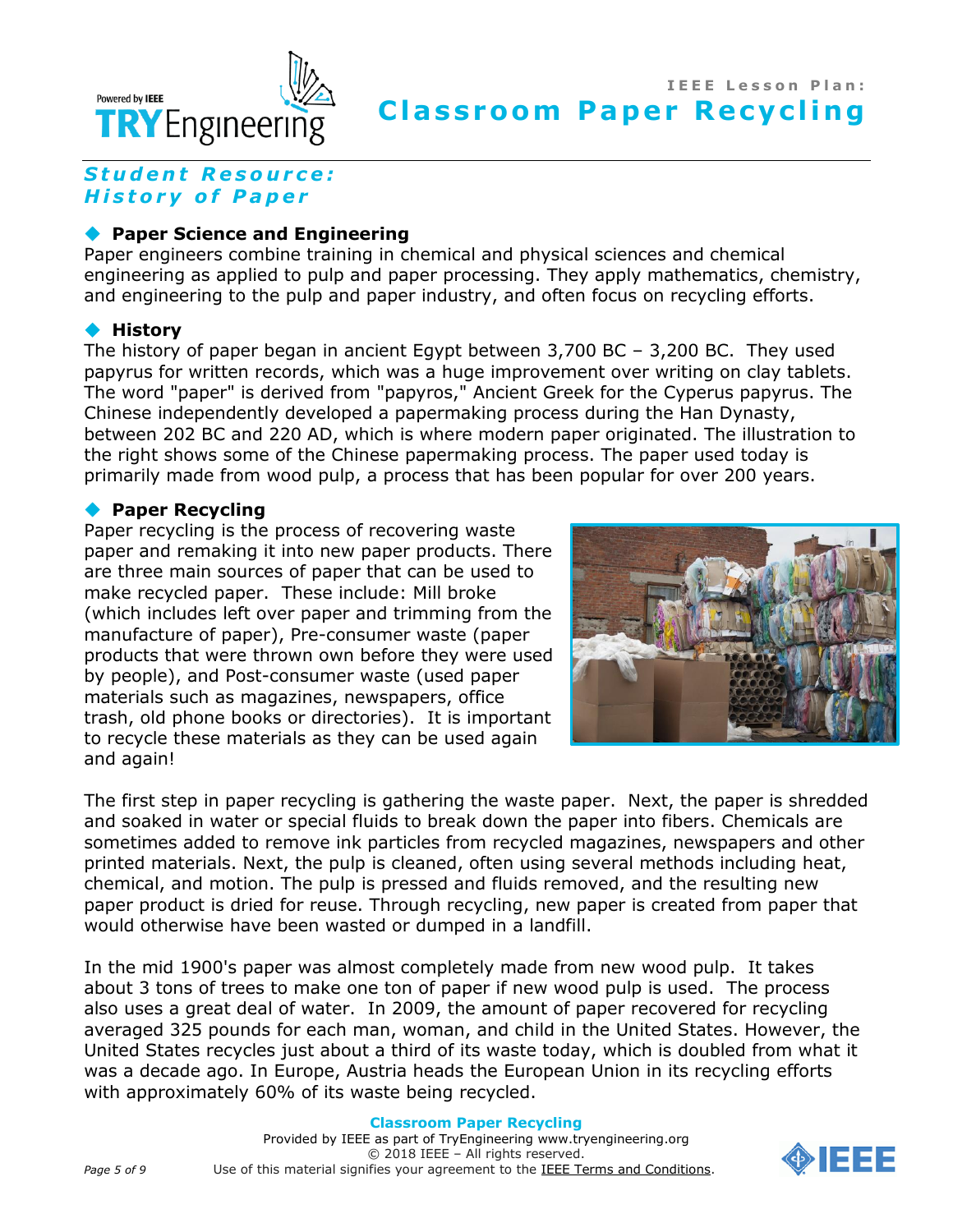## *Student Resource: History of Paper*

### ◆ Paper Science and Engineering

Paper engineers combine training in chemical and physical sciences and chemical engineering as applied to pulp and paper processing. They apply mathematics, chemistry, and engineering to the pulp and paper industry, and often focus on recycling efforts.

### ◆ History

The history of paper began in ancient Egypt between 3,700 BC – 3,200 BC. They used papyrus for written records, which was a huge improvement over writing on clay tablets. The word "paper" is derived from "papyros," Ancient Greek for the Cyperus papyrus. The Chinese independently developed a papermaking process during the Han Dynasty, between 202 BC and 220 AD, which is where modern paper originated. The illustration to the right shows some of the Chinese papermaking process. The paper used today is primarily made from wood pulp, a process that has been popular for over 200 years.

### ◆ Paper Recycling

Paper recycling is the process of recovering waste paper and remaking it into new paper products. There are three main sources of paper that can be used to make recycled paper. These include: Mill broke (which includes left over paper and trimming from the manufacture of paper), Pre-consumer waste (paper products that were thrown own before they were used by people), and Post-consumer waste (used paper materials such as magazines, newspapers, office trash, old phone books or directories). It is important to recycle these materials as they can be used again and again!

The first step in paper recycling is gathering the waste paper. Next, the paper is shredded and soaked in water or special fluids to break down the paper into fibers. Chemicals are sometimes added to remove ink particles from recycled magazines, newspapers and other printed materials. Next, the pulp is cleaned, often using several methods including heat, chemical, and motion. The pulp is pressed and fluids removed, and the resulting new paper product is dried for reuse. Through recycling, new paper is created from paper that would otherwise have been wasted or dumped in a landfill.

In the mid 1900's paper was almost completely made from new wood pulp. It takes about 3 tons of trees to make one ton of paper if new wood pulp is used. The process also uses a great deal of water. In 2009, the amount of paper recovered for recycling averaged 325 pounds for each man, woman, and child in the United States. However, the United States recycles just about a third of its waste today, which is doubled from what it was a decade ago. In Europe, Austria heads the European Union in its recycling efforts with approximately 60% of its waste being recycled.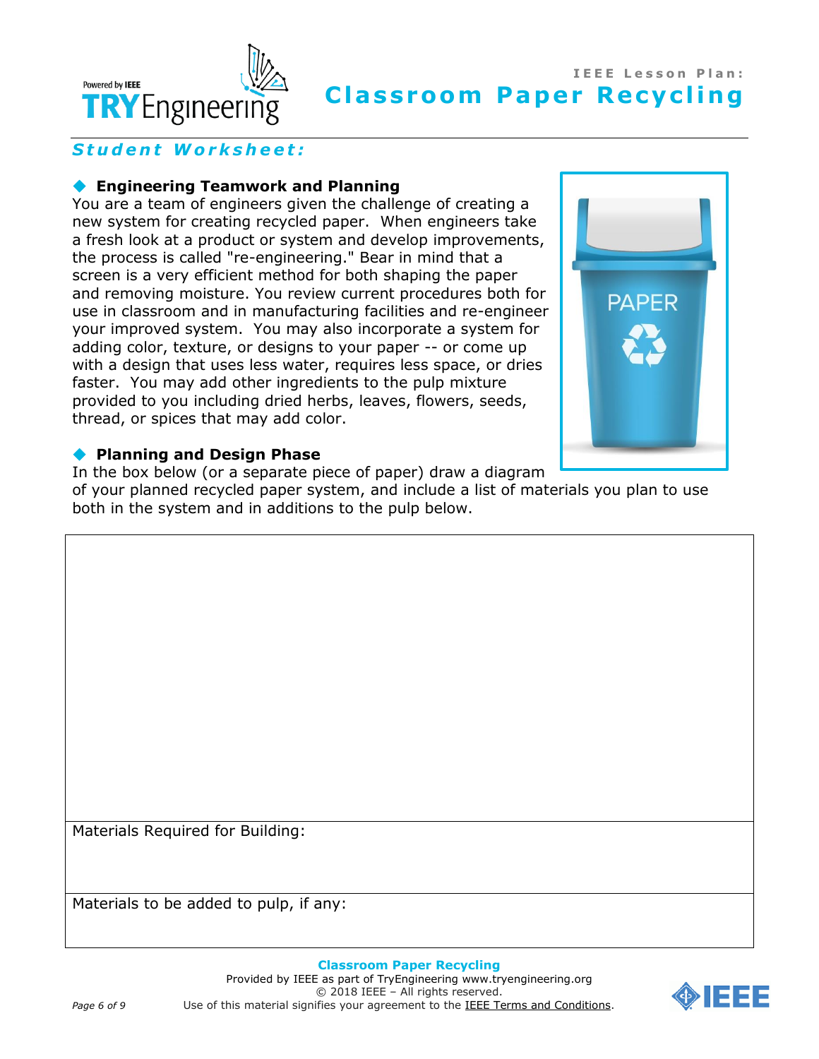## Student Worksheet:

### Engineering Teamwork and Planning

You are a team of engineers given the challenge of creating a new system for creating recycled paper. When engineers take a fresh look at a product or system and develop improvements, the process is called "re-engineering." Bear in mind that a screen is a very efficient method for both shaping the paper and removing moisture. You review current procedures both for use in classroom and in manufacturing facilities and re-engineer your improved system. You may also incorporate a system for adding color, texture, or designs to your paper -- or come up with a design that uses less water, requires less space, or dries faster. You may add other ingredients to the pulp mixture provided to you including dried herbs, leaves, flowers, seeds, thread, or spices that may add color.

### Planning and Design Phase

In the box below (or a separate piece of paper) draw a diagram of your planned recycled paper system, and include a list of materials you plan to use both in the system and in additions to the pulp below.

| |
|---|
| |
| Materials Required for Building: |
| Materials to be added to pulp, if any: |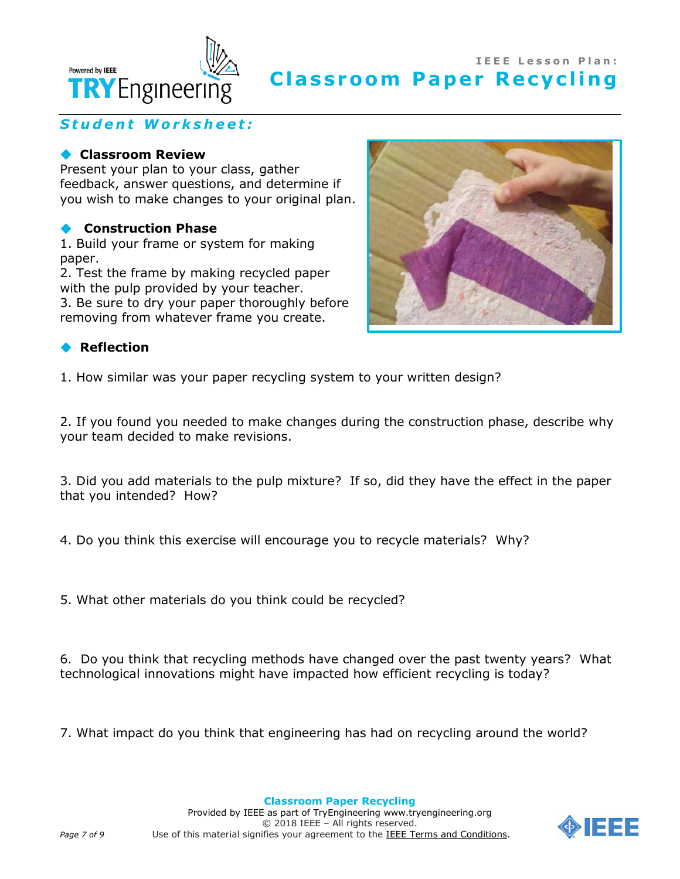## *Student Worksheet:*

### Classroom Review

Present your plan to your class, gather feedback, answer questions, and determine if you wish to make changes to your original plan.

### Construction Phase

1. Build your frame or system for making paper.
2. Test the frame by making recycled paper with the pulp provided by your teacher.
3. Be sure to dry your paper thoroughly before removing from whatever frame you create.

### Reflection

1. How similar was your paper recycling system to your written design?

2. If you found you needed to make changes during the construction phase, describe why your team decided to make revisions.

3. Did you add materials to the pulp mixture? If so, did they have the effect in the paper that you intended? How?

4. Do you think this exercise will encourage you to recycle materials? Why?

5. What other materials do you think could be recycled?

6. Do you think that recycling methods have changed over the past twenty years? What technological innovations might have impacted how efficient recycling is today?

7. What impact do you think that engineering has had on recycling around the world?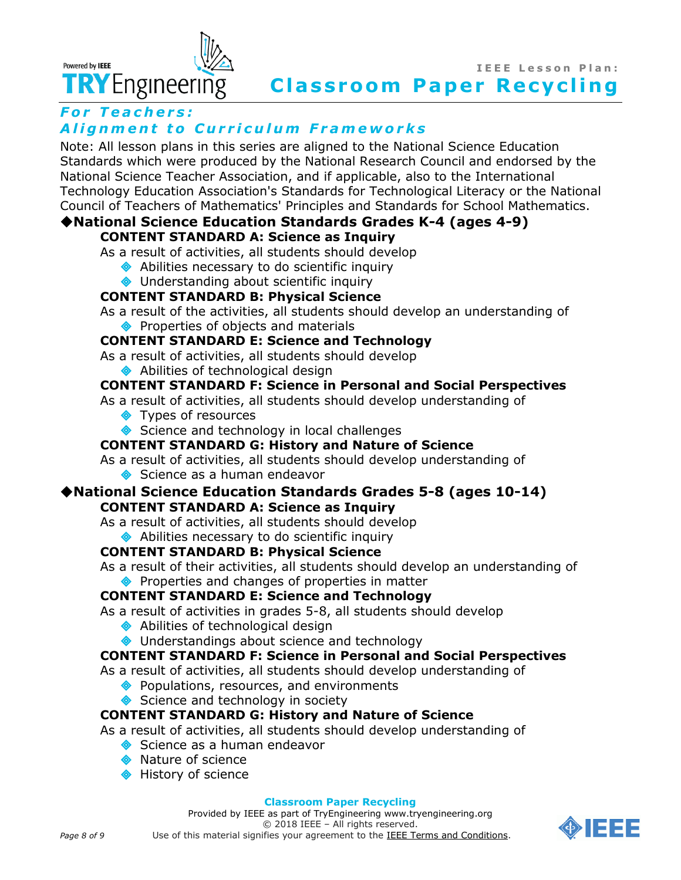## *For Teachers:*
## *Alignment to Curriculum Frameworks*

Note: All lesson plans in this series are aligned to the National Science Education Standards which were produced by the National Research Council and endorsed by the National Science Teacher Association, and if applicable, also to the International Technology Education Association's Standards for Technological Literacy or the National Council of Teachers of Mathematics' Principles and Standards for School Mathematics.

### ◆National Science Education Standards Grades K-4 (ages 4-9)

**CONTENT STANDARD A: Science as Inquiry**

As a result of activities, all students should develop

- Abilities necessary to do scientific inquiry
- Understanding about scientific inquiry

**CONTENT STANDARD B: Physical Science**

As a result of the activities, all students should develop an understanding of

- Properties of objects and materials

**CONTENT STANDARD E: Science and Technology**

As a result of activities, all students should develop

- Abilities of technological design

**CONTENT STANDARD F: Science in Personal and Social Perspectives**

As a result of activities, all students should develop understanding of

- Types of resources
- Science and technology in local challenges

**CONTENT STANDARD G: History and Nature of Science**

As a result of activities, all students should develop understanding of

- Science as a human endeavor

### ◆National Science Education Standards Grades 5-8 (ages 10-14)

**CONTENT STANDARD A: Science as Inquiry**

As a result of activities, all students should develop

- Abilities necessary to do scientific inquiry

**CONTENT STANDARD B: Physical Science**

As a result of their activities, all students should develop an understanding of

- Properties and changes of properties in matter

**CONTENT STANDARD E: Science and Technology**

As a result of activities in grades 5-8, all students should develop

- Abilities of technological design
- Understandings about science and technology

**CONTENT STANDARD F: Science in Personal and Social Perspectives**

As a result of activities, all students should develop understanding of

- Populations, resources, and environments
- Science and technology in society

**CONTENT STANDARD G: History and Nature of Science**

As a result of activities, all students should develop understanding of

- Science as a human endeavor
- Nature of science
- History of science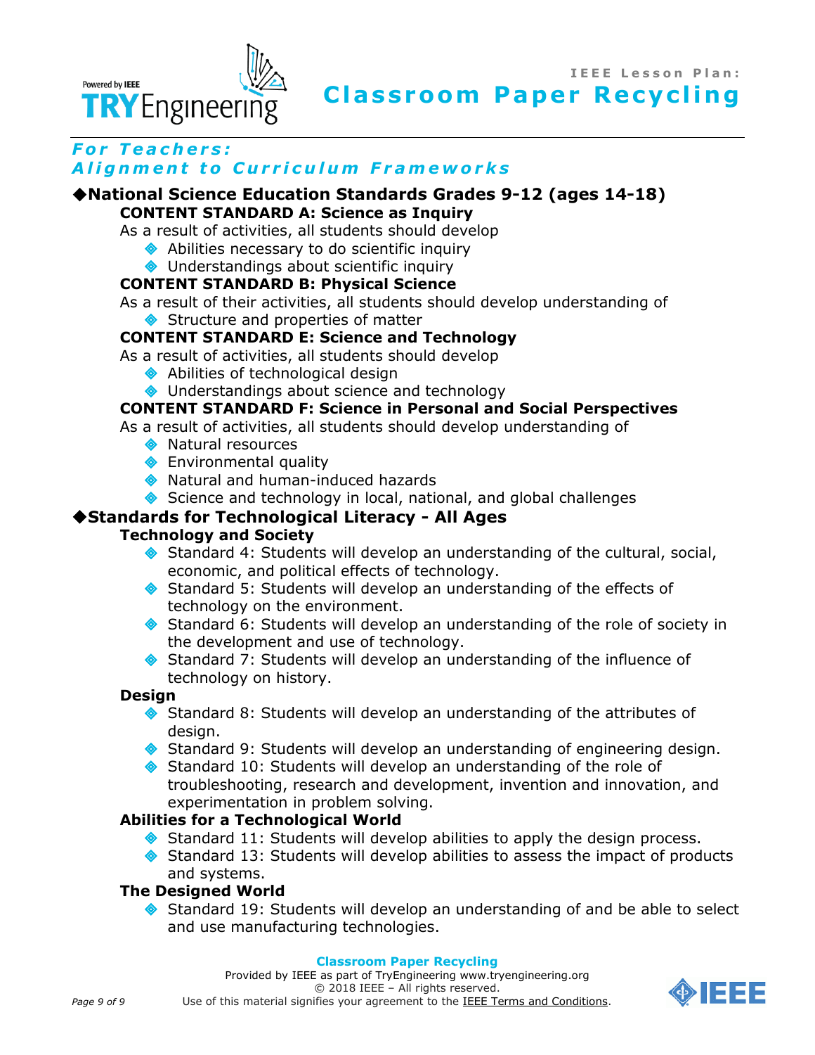## *For Teachers:*
## *Alignment to Curriculum Frameworks*

### ◆National Science Education Standards Grades 9-12 (ages 14-18)

**CONTENT STANDARD A: Science as Inquiry**

As a result of activities, all students should develop

- Abilities necessary to do scientific inquiry
- Understandings about scientific inquiry

**CONTENT STANDARD B: Physical Science**

As a result of their activities, all students should develop understanding of

- Structure and properties of matter

**CONTENT STANDARD E: Science and Technology**

As a result of activities, all students should develop

- Abilities of technological design
- Understandings about science and technology

**CONTENT STANDARD F: Science in Personal and Social Perspectives**

As a result of activities, all students should develop understanding of

- Natural resources
- Environmental quality
- Natural and human-induced hazards
- Science and technology in local, national, and global challenges

### ◆Standards for Technological Literacy - All Ages

**Technology and Society**

- Standard 4: Students will develop an understanding of the cultural, social, economic, and political effects of technology.
- Standard 5: Students will develop an understanding of the effects of technology on the environment.
- Standard 6: Students will develop an understanding of the role of society in the development and use of technology.
- Standard 7: Students will develop an understanding of the influence of technology on history.

**Design**

- Standard 8: Students will develop an understanding of the attributes of design.
- Standard 9: Students will develop an understanding of engineering design.
- Standard 10: Students will develop an understanding of the role of troubleshooting, research and development, invention and innovation, and experimentation in problem solving.

**Abilities for a Technological World**

- Standard 11: Students will develop abilities to apply the design process.
- Standard 13: Students will develop abilities to assess the impact of products and systems.

**The Designed World**

- Standard 19: Students will develop an understanding of and be able to select and use manufacturing technologies.